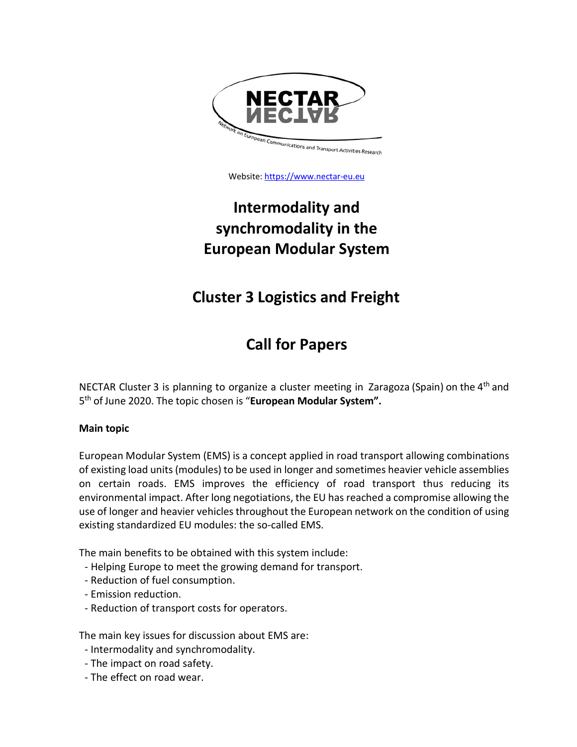Website: https://www.nectar-eu.eu

# Intermodality and synchromodality in the European Modular System

## Cluster 3 Logistics and Freight

## Call for Papers

NECTAR Cluster 3 is planning to organize a cluster meeting in Zaragoza (Spain) on the 4th and 5th of June 2020. The topic chosen is "**European Modular System".**

**Main topic**

European Modular System (EMS) is a concept applied in road transport allowing combinations of existing load units (modules) to be used in longer and sometimes heavier vehicle assemblies on certain roads. EMS improves the efficiency of road transport thus reducing its environmental impact. After long negotiations, the EU has reached a compromise allowing the use of longer and heavier vehicles throughout the European network on the condition of using existing standardized EU modules: the so-called EMS.

The main benefits to be obtained with this system include:

- Helping Europe to meet the growing demand for transport.
- Reduction of fuel consumption.
- Emission reduction.
- Reduction of transport costs for operators.

The main key issues for discussion about EMS are:

- Intermodality and synchromodality.
- The impact on road safety.
- The effect on road wear.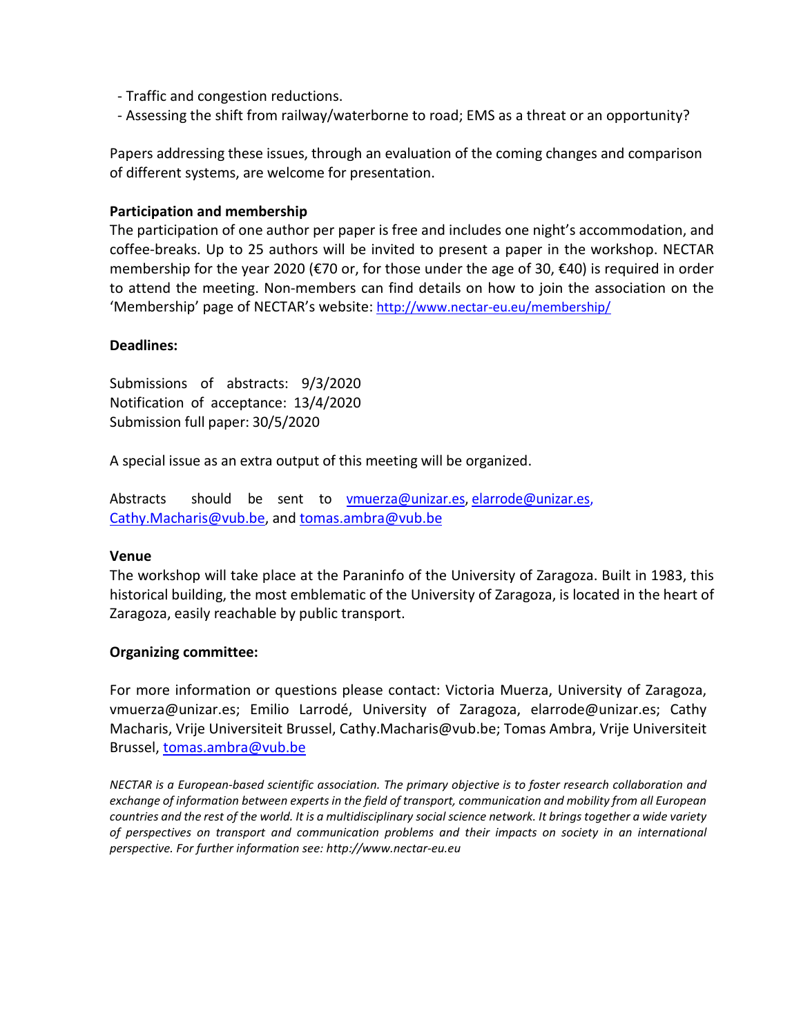- Traffic and congestion reductions.
- Assessing the shift from railway/waterborne to road; EMS as a threat or an opportunity?

Papers addressing these issues, through an evaluation of the coming changes and comparison of different systems, are welcome for presentation.

**Participation and membership**

The participation of one author per paper is free and includes one night's accommodation, and coffee-breaks. Up to 25 authors will be invited to present a paper in the workshop. NECTAR membership for the year 2020 (€70 or, for those under the age of 30, €40) is required in order to attend the meeting. Non-members can find details on how to join the association on the 'Membership' page of NECTAR's website: http://www.nectar-eu.eu/membership/

**Deadlines:**

Submissions of abstracts: 9/3/2020
Notification of acceptance: 13/4/2020
Submission full paper: 30/5/2020

A special issue as an extra output of this meeting will be organized.

Abstracts should be sent to vmuerza@unizar.es, elarrode@unizar.es, Cathy.Macharis@vub.be, and tomas.ambra@vub.be

**Venue**

The workshop will take place at the Paraninfo of the University of Zaragoza. Built in 1983, this historical building, the most emblematic of the University of Zaragoza, is located in the heart of Zaragoza, easily reachable by public transport.

**Organizing committee:**

For more information or questions please contact: Victoria Muerza, University of Zaragoza, vmuerza@unizar.es; Emilio Larrodé, University of Zaragoza, elarrode@unizar.es; Cathy Macharis, Vrije Universiteit Brussel, Cathy.Macharis@vub.be; Tomas Ambra, Vrije Universiteit Brussel, tomas.ambra@vub.be

*NECTAR is a European-based scientific association. The primary objective is to foster research collaboration and exchange of information between experts in the field of transport, communication and mobility from all European countries and the rest of the world. It is a multidisciplinary social science network. It brings together a wide variety of perspectives on transport and communication problems and their impacts on society in an international perspective. For further information see: http://www.nectar-eu.eu*